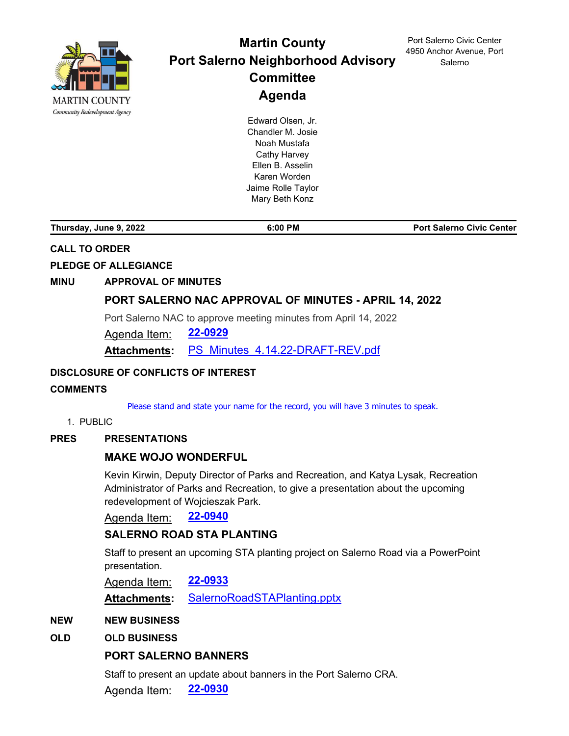MARTIN COUNTY
*Community Redevelopment Agency*

# Martin County Port Salerno Neighborhood Advisory Committee Agenda

Port Salerno Civic Center
4950 Anchor Avenue, Port Salerno

Edward Olsen, Jr.
Chandler M. Josie
Noah Mustafa
Cathy Harvey
Ellen B. Asselin
Karen Worden
Jaime Rolle Taylor
Mary Beth Konz

| **Thursday, June 9, 2022** | **6:00 PM** | **Port Salerno Civic Center** |
|---|---|---|

**CALL TO ORDER**

**PLEDGE OF ALLEGIANCE**

**MINU APPROVAL OF MINUTES**

### PORT SALERNO NAC APPROVAL OF MINUTES - APRIL 14, 2022

Port Salerno NAC to approve meeting minutes from April 14, 2022

Agenda Item: **22-0929**

**Attachments:** PS_Minutes_4.14.22-DRAFT-REV.pdf

**DISCLOSURE OF CONFLICTS OF INTEREST**

**COMMENTS**

Please stand and state your name for the record, you will have 3 minutes to speak.

1. PUBLIC

**PRES PRESENTATIONS**

### MAKE WOJO WONDERFUL

Kevin Kirwin, Deputy Director of Parks and Recreation, and Katya Lysak, Recreation Administrator of Parks and Recreation, to give a presentation about the upcoming redevelopment of Wojcieszak Park.

Agenda Item: **22-0940**

### SALERNO ROAD STA PLANTING

Staff to present an upcoming STA planting project on Salerno Road via a PowerPoint presentation.

Agenda Item: **22-0933**

**Attachments:** SalernoRoadSTAPlanting.pptx

**NEW NEW BUSINESS**

**OLD OLD BUSINESS**

### PORT SALERNO BANNERS

Staff to present an update about banners in the Port Salerno CRA.

Agenda Item: **22-0930**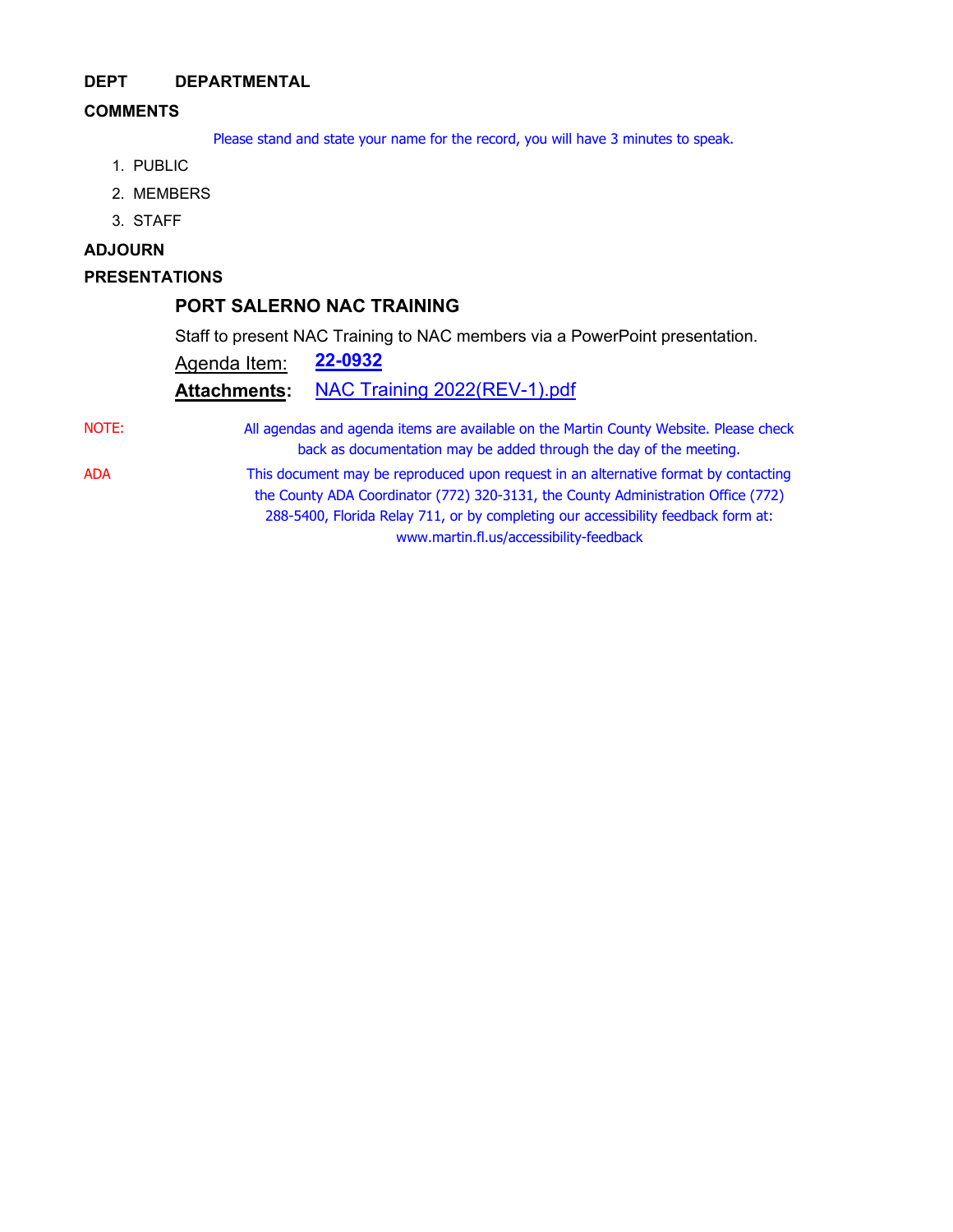**DEPT DEPARTMENTAL**

**COMMENTS**

Please stand and state your name for the record, you will have 3 minutes to speak.

1. PUBLIC
2. MEMBERS
3. STAFF

**ADJOURN**

**PRESENTATIONS**

**PORT SALERNO NAC TRAINING**

Staff to present NAC Training to NAC members via a PowerPoint presentation.

Agenda Item: **22-0932**

**Attachments:** NAC Training 2022(REV-1).pdf

NOTE: All agendas and agenda items are available on the Martin County Website. Please check back as documentation may be added through the day of the meeting.

ADA This document may be reproduced upon request in an alternative format by contacting the County ADA Coordinator (772) 320-3131, the County Administration Office (772) 288-5400, Florida Relay 711, or by completing our accessibility feedback form at: www.martin.fl.us/accessibility-feedback